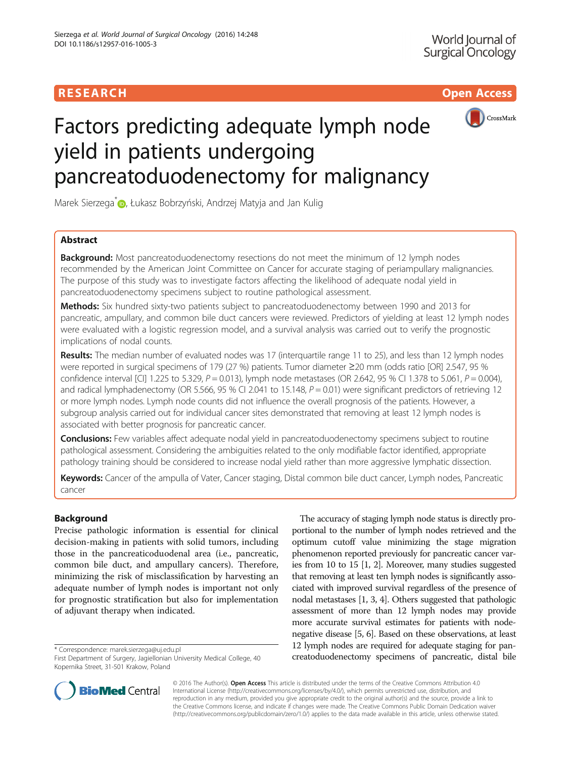RESEARCH **Open Access**

# Factors predicting adequate lymph node yield in patients undergoing pancreatoduodenectomy for malignancy

Marek Sierzega*, Łukasz Bobrzyński, Andrzej Matyja and Jan Kulig

## Abstract

**Background:** Most pancreatoduodenectomy resections do not meet the minimum of 12 lymph nodes recommended by the American Joint Committee on Cancer for accurate staging of periampullary malignancies. The purpose of this study was to investigate factors affecting the likelihood of adequate nodal yield in pancreatoduodenectomy specimens subject to routine pathological assessment.

**Methods:** Six hundred sixty-two patients subject to pancreatoduodenectomy between 1990 and 2013 for pancreatic, ampullary, and common bile duct cancers were reviewed. Predictors of yielding at least 12 lymph nodes were evaluated with a logistic regression model, and a survival analysis was carried out to verify the prognostic implications of nodal counts.

**Results:** The median number of evaluated nodes was 17 (interquartile range 11 to 25), and less than 12 lymph nodes were reported in surgical specimens of 179 (27 %) patients. Tumor diameter ≥20 mm (odds ratio [OR] 2.547, 95 % confidence interval [CI] 1.225 to 5.329, $P = 0.013$), lymph node metastases (OR 2.642, 95 % CI 1.378 to 5.061, $P = 0.004$), and radical lymphadenectomy (OR 5.566, 95 % CI 2.041 to 15.148, $P = 0.01$) were significant predictors of retrieving 12 or more lymph nodes. Lymph node counts did not influence the overall prognosis of the patients. However, a subgroup analysis carried out for individual cancer sites demonstrated that removing at least 12 lymph nodes is associated with better prognosis for pancreatic cancer.

**Conclusions:** Few variables affect adequate nodal yield in pancreatoduodenectomy specimens subject to routine pathological assessment. Considering the ambiguities related to the only modifiable factor identified, appropriate pathology training should be considered to increase nodal yield rather than more aggressive lymphatic dissection.

**Keywords:** Cancer of the ampulla of Vater, Cancer staging, Distal common bile duct cancer, Lymph nodes, Pancreatic cancer

## Background

Precise pathologic information is essential for clinical decision-making in patients with solid tumors, including those in the pancreaticoduodenal area (i.e., pancreatic, common bile duct, and ampullary cancers). Therefore, minimizing the risk of misclassification by harvesting an adequate number of lymph nodes is important not only for prognostic stratification but also for implementation of adjuvant therapy when indicated.

The accuracy of staging lymph node status is directly proportional to the number of lymph nodes retrieved and the optimum cutoff value minimizing the stage migration phenomenon reported previously for pancreatic cancer varies from 10 to 15 [1, 2]. Moreover, many studies suggested that removing at least ten lymph nodes is significantly associated with improved survival regardless of the presence of nodal metastases [1, 3, 4]. Others suggested that pathologic assessment of more than 12 lymph nodes may provide more accurate survival estimates for patients with node-negative disease [5, 6]. Based on these observations, at least 12 lymph nodes are required for adequate staging for pancreatoduodenectomy specimens of pancreatic, distal bile

\* Correspondence: marek.sierzega@uj.edu.pl
First Department of Surgery, Jagiellonian University Medical College, 40 Kopernika Street, 31-501 Krakow, Poland

© 2016 The Author(s). **Open Access** This article is distributed under the terms of the Creative Commons Attribution 4.0 International License (http://creativecommons.org/licenses/by/4.0/), which permits unrestricted use, distribution, and reproduction in any medium, provided you give appropriate credit to the original author(s) and the source, provide a link to the Creative Commons license, and indicate if changes were made. The Creative Commons Public Domain Dedication waiver (http://creativecommons.org/publicdomain/zero/1.0/) applies to the data made available in this article, unless otherwise stated.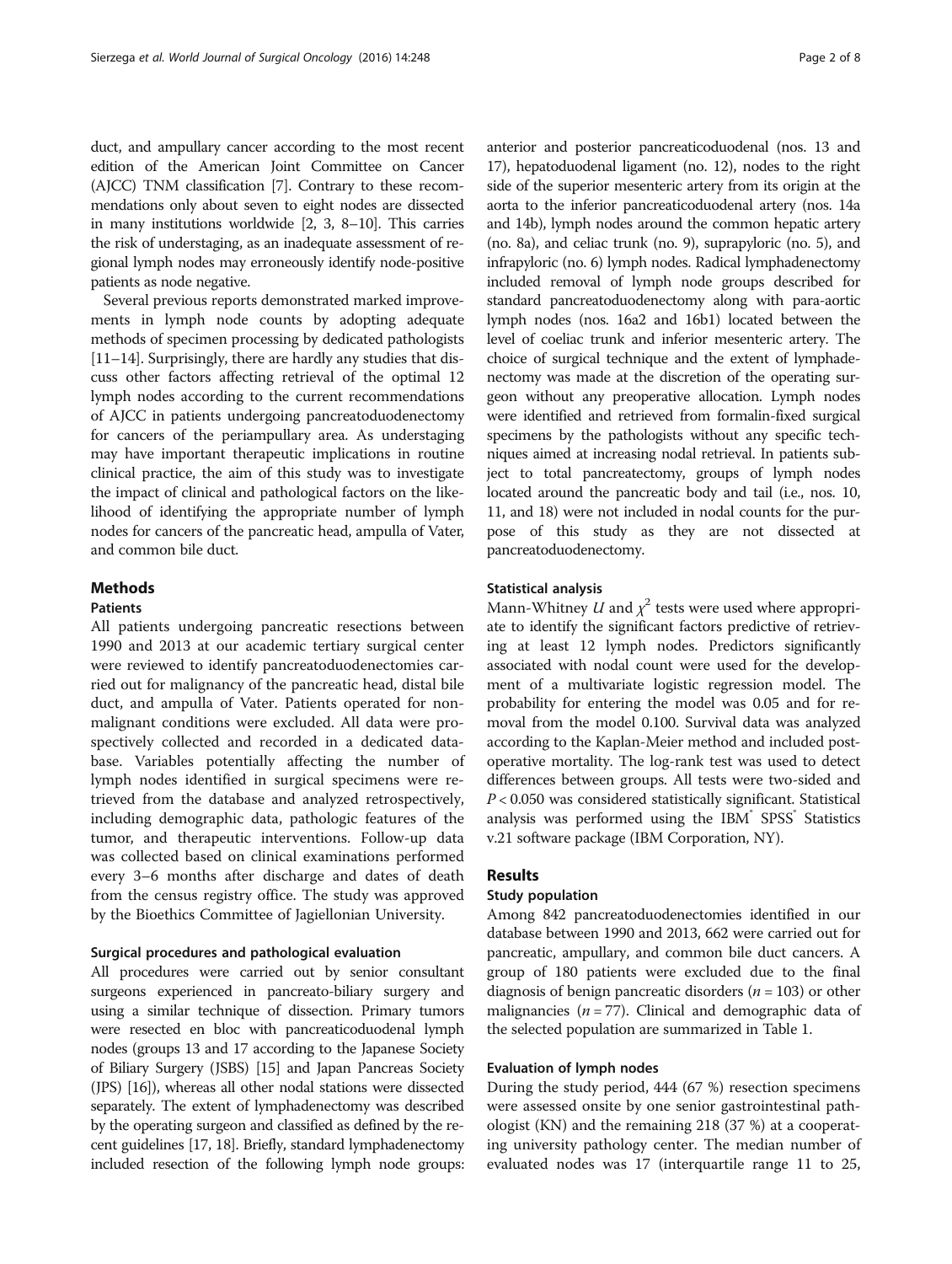duct, and ampullary cancer according to the most recent edition of the American Joint Committee on Cancer (AJCC) TNM classification [7]. Contrary to these recommendations only about seven to eight nodes are dissected in many institutions worldwide [2, 3, 8–10]. This carries the risk of understaging, as an inadequate assessment of regional lymph nodes may erroneously identify node-positive patients as node negative.

Several previous reports demonstrated marked improvements in lymph node counts by adopting adequate methods of specimen processing by dedicated pathologists [11–14]. Surprisingly, there are hardly any studies that discuss other factors affecting retrieval of the optimal 12 lymph nodes according to the current recommendations of AJCC in patients undergoing pancreatoduodenectomy for cancers of the periampullary area. As understaging may have important therapeutic implications in routine clinical practice, the aim of this study was to investigate the impact of clinical and pathological factors on the likelihood of identifying the appropriate number of lymph nodes for cancers of the pancreatic head, ampulla of Vater, and common bile duct.

## Methods

### Patients

All patients undergoing pancreatic resections between 1990 and 2013 at our academic tertiary surgical center were reviewed to identify pancreatoduodenectomies carried out for malignancy of the pancreatic head, distal bile duct, and ampulla of Vater. Patients operated for nonmalignant conditions were excluded. All data were prospectively collected and recorded in a dedicated database. Variables potentially affecting the number of lymph nodes identified in surgical specimens were retrieved from the database and analyzed retrospectively, including demographic data, pathologic features of the tumor, and therapeutic interventions. Follow-up data was collected based on clinical examinations performed every 3–6 months after discharge and dates of death from the census registry office. The study was approved by the Bioethics Committee of Jagiellonian University.

### Surgical procedures and pathological evaluation

All procedures were carried out by senior consultant surgeons experienced in pancreato-biliary surgery and using a similar technique of dissection. Primary tumors were resected en bloc with pancreaticoduodenal lymph nodes (groups 13 and 17 according to the Japanese Society of Biliary Surgery (JSBS) [15] and Japan Pancreas Society (JPS) [16]), whereas all other nodal stations were dissected separately. The extent of lymphadenectomy was described by the operating surgeon and classified as defined by the recent guidelines [17, 18]. Briefly, standard lymphadenectomy included resection of the following lymph node groups: anterior and posterior pancreaticoduodenal (nos. 13 and 17), hepatoduodenal ligament (no. 12), nodes to the right side of the superior mesenteric artery from its origin at the aorta to the inferior pancreaticoduodenal artery (nos. 14a and 14b), lymph nodes around the common hepatic artery (no. 8a), and celiac trunk (no. 9), suprapyloric (no. 5), and infrapyloric (no. 6) lymph nodes. Radical lymphadenectomy included removal of lymph node groups described for standard pancreatoduodenectomy along with para-aortic lymph nodes (nos. 16a2 and 16b1) located between the level of coeliac trunk and inferior mesenteric artery. The choice of surgical technique and the extent of lymphadenectomy was made at the discretion of the operating surgeon without any preoperative allocation. Lymph nodes were identified and retrieved from formalin-fixed surgical specimens by the pathologists without any specific techniques aimed at increasing nodal retrieval. In patients subject to total pancreatectomy, groups of lymph nodes located around the pancreatic body and tail (i.e., nos. 10, 11, and 18) were not included in nodal counts for the purpose of this study as they are not dissected at pancreatoduodenectomy.

### Statistical analysis

Mann-Whitney $U$ and $\chi^2$ tests were used where appropriate to identify the significant factors predictive of retrieving at least 12 lymph nodes. Predictors significantly associated with nodal count were used for the development of a multivariate logistic regression model. The probability for entering the model was 0.05 and for removal from the model 0.100. Survival data was analyzed according to the Kaplan-Meier method and included postoperative mortality. The log-rank test was used to detect differences between groups. All tests were two-sided and $P < 0.050$ was considered statistically significant. Statistical analysis was performed using the IBM® SPSS® Statistics v.21 software package (IBM Corporation, NY).

## Results

### Study population

Among 842 pancreatoduodenectomies identified in our database between 1990 and 2013, 662 were carried out for pancreatic, ampullary, and common bile duct cancers. A group of 180 patients were excluded due to the final diagnosis of benign pancreatic disorders ($n = 103$) or other malignancies ($n = 77$). Clinical and demographic data of the selected population are summarized in Table 1.

### Evaluation of lymph nodes

During the study period, 444 (67 %) resection specimens were assessed onsite by one senior gastrointestinal pathologist (KN) and the remaining 218 (37 %) at a cooperating university pathology center. The median number of evaluated nodes was 17 (interquartile range 11 to 25,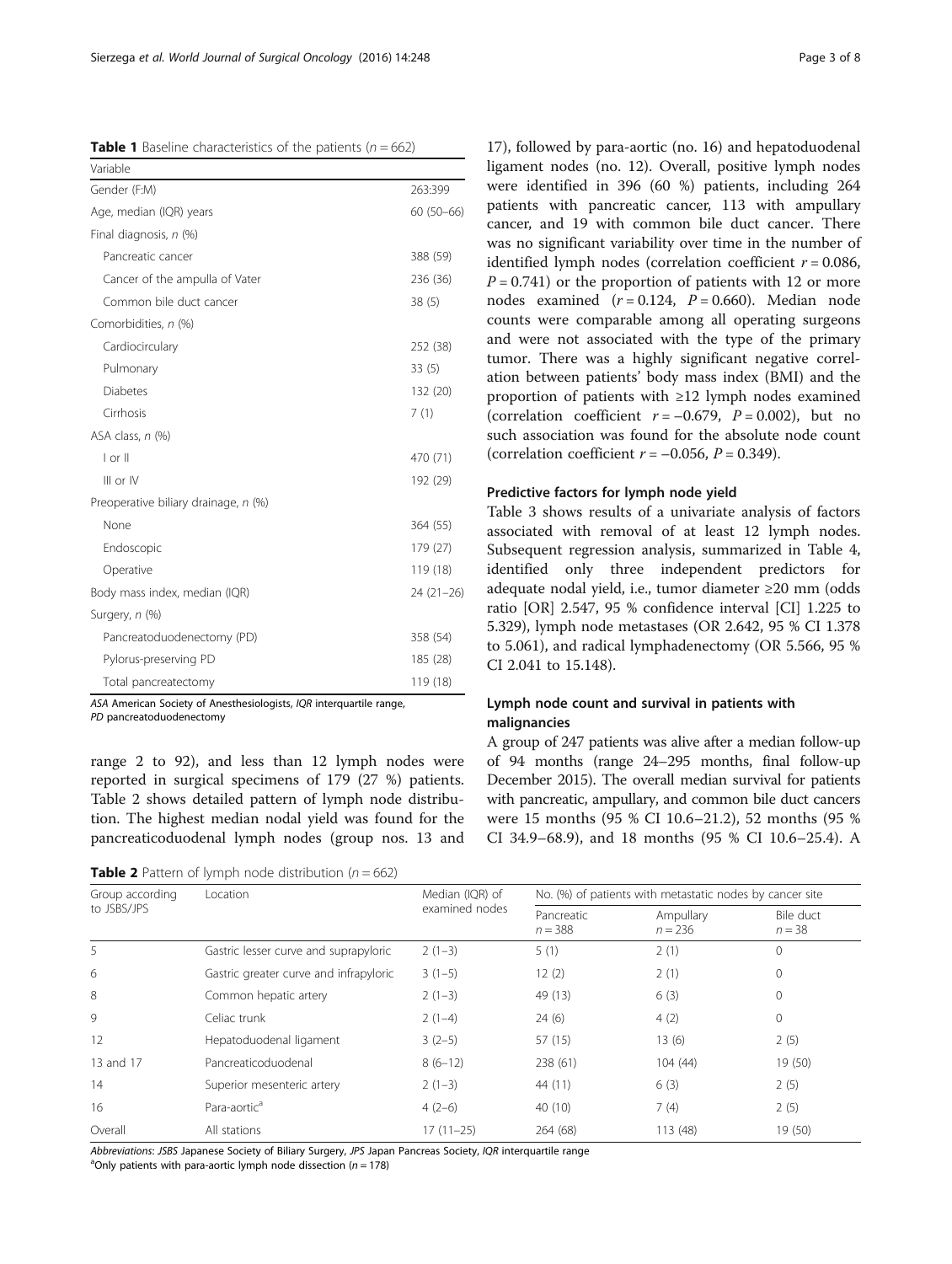**Table 1** Baseline characteristics of the patients ($n = 662$)

| Variable | |
|---|---|
| Gender (F:M) | 263:399 |
| Age, median (IQR) years | 60 (50–66) |
| Final diagnosis, *n* (%) | |
| Pancreatic cancer | 388 (59) |
| Cancer of the ampulla of Vater | 236 (36) |
| Common bile duct cancer | 38 (5) |
| Comorbidities, *n* (%) | |
| Cardiocirculary | 252 (38) |
| Pulmonary | 33 (5) |
| Diabetes | 132 (20) |
| Cirrhosis | 7 (1) |
| ASA class, *n* (%) | |
| I or II | 470 (71) |
| III or IV | 192 (29) |
| Preoperative biliary drainage, *n* (%) | |
| None | 364 (55) |
| Endoscopic | 179 (27) |
| Operative | 119 (18) |
| Body mass index, median (IQR) | 24 (21–26) |
| Surgery, *n* (%) | |
| Pancreatoduodenectomy (PD) | 358 (54) |
| Pylorus-preserving PD | 185 (28) |
| Total pancreatectomy | 119 (18) |

*ASA* American Society of Anesthesiologists, *IQR* interquartile range, *PD* pancreatoduodenectomy

range 2 to 92), and less than 12 lymph nodes were reported in surgical specimens of 179 (27 %) patients. Table 2 shows detailed pattern of lymph node distribution. The highest median nodal yield was found for the pancreaticoduodenal lymph nodes (group nos. 13 and 17), followed by para-aortic (no. 16) and hepatoduodenal ligament nodes (no. 12). Overall, positive lymph nodes were identified in 396 (60 %) patients, including 264 patients with pancreatic cancer, 113 with ampullary cancer, and 19 with common bile duct cancer. There was no significant variability over time in the number of identified lymph nodes (correlation coefficient $r = 0.086$, $P = 0.741$) or the proportion of patients with 12 or more nodes examined ($r = 0.124$, $P = 0.660$). Median node counts were comparable among all operating surgeons and were not associated with the type of the primary tumor. There was a highly significant negative correlation between patients' body mass index (BMI) and the proportion of patients with ≥12 lymph nodes examined (correlation coefficient $r = -0.679$, $P = 0.002$), but no such association was found for the absolute node count (correlation coefficient $r = -0.056$, $P = 0.349$).

### Predictive factors for lymph node yield

Table 3 shows results of a univariate analysis of factors associated with removal of at least 12 lymph nodes. Subsequent regression analysis, summarized in Table 4, identified only three independent predictors for adequate nodal yield, i.e., tumor diameter ≥20 mm (odds ratio [OR] 2.547, 95 % confidence interval [CI] 1.225 to 5.329), lymph node metastases (OR 2.642, 95 % CI 1.378 to 5.061), and radical lymphadenectomy (OR 5.566, 95 % CI 2.041 to 15.148).

### Lymph node count and survival in patients with malignancies

A group of 247 patients was alive after a median follow-up of 94 months (range 24–295 months, final follow-up December 2015). The overall median survival for patients with pancreatic, ampullary, and common bile duct cancers were 15 months (95 % CI 10.6–21.2), 52 months (95 % CI 34.9–68.9), and 18 months (95 % CI 10.6–25.4). A

**Table 2** Pattern of lymph node distribution ($n = 662$)

| Group according to JSBS/JPS | Location | Median (IQR) of examined nodes | No. (%) of patients with metastatic nodes by cancer site | | |
|---|---|---|---|---|---|
| | | | Pancreatic $n = 388$ | Ampullary $n = 236$ | Bile duct $n = 38$ |
| 5 | Gastric lesser curve and suprapyloric | 2 (1–3) | 5 (1) | 2 (1) | 0 |
| 6 | Gastric greater curve and infrapyloric | 3 (1–5) | 12 (2) | 2 (1) | 0 |
| 8 | Common hepatic artery | 2 (1–3) | 49 (13) | 6 (3) | 0 |
| 9 | Celiac trunk | 2 (1–4) | 24 (6) | 4 (2) | 0 |
| 12 | Hepatoduodenal ligament | 3 (2–5) | 57 (15) | 13 (6) | 2 (5) |
| 13 and 17 | Pancreaticoduodenal | 8 (6–12) | 238 (61) | 104 (44) | 19 (50) |
| 14 | Superior mesenteric artery | 2 (1–3) | 44 (11) | 6 (3) | 2 (5) |
| 16 | Para-aortic[a] | 4 (2–6) | 40 (10) | 7 (4) | 2 (5) |
| Overall | All stations | 17 (11–25) | 264 (68) | 113 (48) | 19 (50) |

*Abbreviations*: *JSBS* Japanese Society of Biliary Surgery, *JPS* Japan Pancreas Society, *IQR* interquartile range
[a]Only patients with para-aortic lymph node dissection ($n = 178$)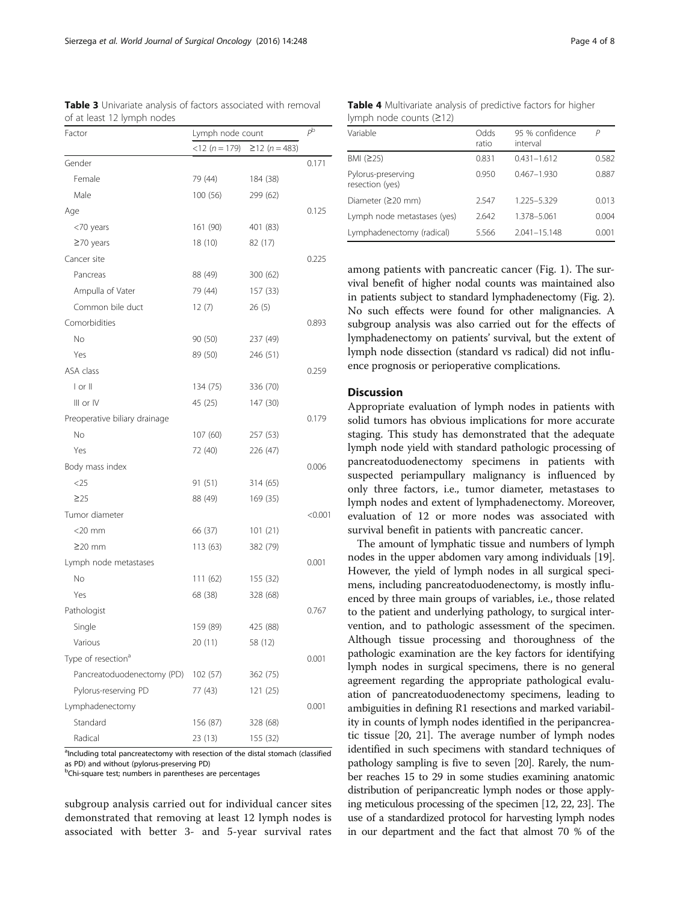**Table 3** Univariate analysis of factors associated with removal of at least 12 lymph nodes

| Factor | Lymph node count | | $P^b$ |
|---|---|---|---|
| | <12 (n = 179) | ≥12 (n = 483) | |
| Gender | | | 0.171 |
| Female | 79 (44) | 184 (38) | |
| Male | 100 (56) | 299 (62) | |
| Age | | | 0.125 |
| <70 years | 161 (90) | 401 (83) | |
| ≥70 years | 18 (10) | 82 (17) | |
| Cancer site | | | 0.225 |
| Pancreas | 88 (49) | 300 (62) | |
| Ampulla of Vater | 79 (44) | 157 (33) | |
| Common bile duct | 12 (7) | 26 (5) | |
| Comorbidities | | | 0.893 |
| No | 90 (50) | 237 (49) | |
| Yes | 89 (50) | 246 (51) | |
| ASA class | | | 0.259 |
| I or II | 134 (75) | 336 (70) | |
| III or IV | 45 (25) | 147 (30) | |
| Preoperative biliary drainage | | | 0.179 |
| No | 107 (60) | 257 (53) | |
| Yes | 72 (40) | 226 (47) | |
| Body mass index | | | 0.006 |
| <25 | 91 (51) | 314 (65) | |
| ≥25 | 88 (49) | 169 (35) | |
| Tumor diameter | | | <0.001 |
| <20 mm | 66 (37) | 101 (21) | |
| ≥20 mm | 113 (63) | 382 (79) | |
| Lymph node metastases | | | 0.001 |
| No | 111 (62) | 155 (32) | |
| Yes | 68 (38) | 328 (68) | |
| Pathologist | | | 0.767 |
| Single | 159 (89) | 425 (88) | |
| Various | 20 (11) | 58 (12) | |
| Type of resection[a] | | | 0.001 |
| Pancreatoduodenectomy (PD) | 102 (57) | 362 (75) | |
| Pylorus-reserving PD | 77 (43) | 121 (25) | |
| Lymphadenectomy | | | 0.001 |
| Standard | 156 (87) | 328 (68) | |
| Radical | 23 (13) | 155 (32) | |

[a]Including total pancreatectomy with resection of the distal stomach (classified as PD) and without (pylorus-preserving PD)
[b]Chi-square test; numbers in parentheses are percentages

**Table 4** Multivariate analysis of predictive factors for higher lymph node counts (≥12)

| Variable | Odds ratio | 95 % confidence interval | P |
|---|---|---|---|
| BMI (≥25) | 0.831 | 0.431–1.612 | 0.582 |
| Pylorus-preserving resection (yes) | 0.950 | 0.467–1.930 | 0.887 |
| Diameter (≥20 mm) | 2.547 | 1.225–5.329 | 0.013 |
| Lymph node metastases (yes) | 2.642 | 1.378–5.061 | 0.004 |
| Lymphadenectomy (radical) | 5.566 | 2.041–15.148 | 0.001 |

subgroup analysis carried out for individual cancer sites demonstrated that removing at least 12 lymph nodes is associated with better 3- and 5-year survival rates among patients with pancreatic cancer (Fig. 1). The survival benefit of higher nodal counts was maintained also in patients subject to standard lymphadenectomy (Fig. 2). No such effects were found for other malignancies. A subgroup analysis was also carried out for the effects of lymphadenectomy on patients' survival, but the extent of lymph node dissection (standard vs radical) did not influence prognosis or perioperative complications.

## Discussion

Appropriate evaluation of lymph nodes in patients with solid tumors has obvious implications for more accurate staging. This study has demonstrated that the adequate lymph node yield with standard pathologic processing of pancreatoduodenectomy specimens in patients with suspected periampullary malignancy is influenced by only three factors, i.e., tumor diameter, metastases to lymph nodes and extent of lymphadenectomy. Moreover, evaluation of 12 or more nodes was associated with survival benefit in patients with pancreatic cancer.

The amount of lymphatic tissue and numbers of lymph nodes in the upper abdomen vary among individuals [19]. However, the yield of lymph nodes in all surgical specimens, including pancreatoduodenectomy, is mostly influenced by three main groups of variables, i.e., those related to the patient and underlying pathology, to surgical intervention, and to pathologic assessment of the specimen. Although tissue processing and thoroughness of the pathologic examination are the key factors for identifying lymph nodes in surgical specimens, there is no general agreement regarding the appropriate pathological evaluation of pancreatoduodenectomy specimens, leading to ambiguities in defining R1 resections and marked variability in counts of lymph nodes identified in the peripancreatic tissue [20, 21]. The average number of lymph nodes identified in such specimens with standard techniques of pathology sampling is five to seven [20]. Rarely, the number reaches 15 to 29 in some studies examining anatomic distribution of peripancreatic lymph nodes or those applying meticulous processing of the specimen [12, 22, 23]. The use of a standardized protocol for harvesting lymph nodes in our department and the fact that almost 70 % of the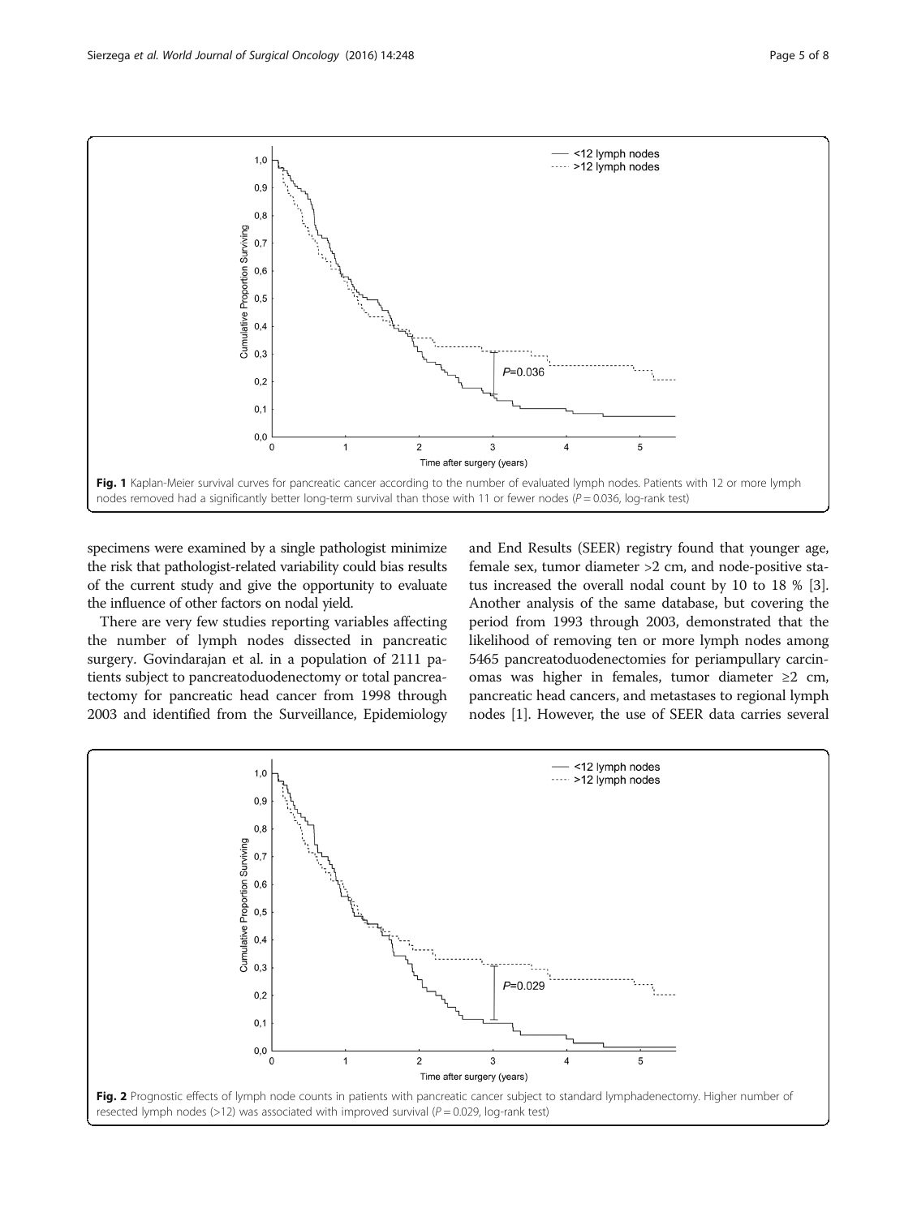Fig. 1 Kaplan-Meier survival curves for pancreatic cancer according to the number of evaluated lymph nodes. Patients with 12 or more lymph nodes removed had a significantly better long-term survival than those with 11 or fewer nodes ($P = 0.036$, log-rank test)

specimens were examined by a single pathologist minimize the risk that pathologist-related variability could bias results of the current study and give the opportunity to evaluate the influence of other factors on nodal yield.

There are very few studies reporting variables affecting the number of lymph nodes dissected in pancreatic surgery. Govindarajan et al. in a population of 2111 patients subject to pancreatoduodenectomy or total pancreatectomy for pancreatic head cancer from 1998 through 2003 and identified from the Surveillance, Epidemiology and End Results (SEER) registry found that younger age, female sex, tumor diameter >2 cm, and node-positive status increased the overall nodal count by 10 to 18 % [3]. Another analysis of the same database, but covering the period from 1993 through 2003, demonstrated that the likelihood of removing ten or more lymph nodes among 5465 pancreatoduodenectomies for periampullary carcinomas was higher in females, tumor diameter ≥2 cm, pancreatic head cancers, and metastases to regional lymph nodes [1]. However, the use of SEER data carries several

Fig. 2 Prognostic effects of lymph node counts in patients with pancreatic cancer subject to standard lymphadenectomy. Higher number of resected lymph nodes (>12) was associated with improved survival ($P = 0.029$, log-rank test)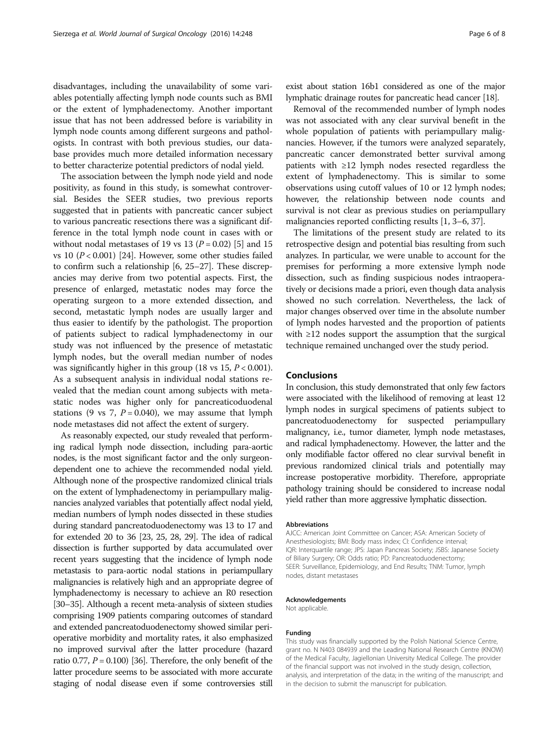disadvantages, including the unavailability of some variables potentially affecting lymph node counts such as BMI or the extent of lymphadenectomy. Another important issue that has not been addressed before is variability in lymph node counts among different surgeons and pathologists. In contrast with both previous studies, our database provides much more detailed information necessary to better characterize potential predictors of nodal yield.

The association between the lymph node yield and node positivity, as found in this study, is somewhat controversial. Besides the SEER studies, two previous reports suggested that in patients with pancreatic cancer subject to various pancreatic resections there was a significant difference in the total lymph node count in cases with or without nodal metastases of 19 vs 13 ($P = 0.02$) [5] and 15 vs 10 ($P < 0.001$) [24]. However, some other studies failed to confirm such a relationship [6, 25–27]. These discrepancies may derive from two potential aspects. First, the presence of enlarged, metastatic nodes may force the operating surgeon to a more extended dissection, and second, metastatic lymph nodes are usually larger and thus easier to identify by the pathologist. The proportion of patients subject to radical lymphadenectomy in our study was not influenced by the presence of metastatic lymph nodes, but the overall median number of nodes was significantly higher in this group (18 vs 15, $P < 0.001$). As a subsequent analysis in individual nodal stations revealed that the median count among subjects with metastatic nodes was higher only for pancreaticoduodenal stations (9 vs 7, $P = 0.040$), we may assume that lymph node metastases did not affect the extent of surgery.

As reasonably expected, our study revealed that performing radical lymph node dissection, including para-aortic nodes, is the most significant factor and the only surgeon-dependent one to achieve the recommended nodal yield. Although none of the prospective randomized clinical trials on the extent of lymphadenectomy in periampullary malignancies analyzed variables that potentially affect nodal yield, median numbers of lymph nodes dissected in these studies during standard pancreatoduodenectomy was 13 to 17 and for extended 20 to 36 [23, 25, 28, 29]. The idea of radical dissection is further supported by data accumulated over recent years suggesting that the incidence of lymph node metastasis to para-aortic nodal stations in periampullary malignancies is relatively high and an appropriate degree of lymphadenectomy is necessary to achieve an R0 resection [30–35]. Although a recent meta-analysis of sixteen studies comprising 1909 patients comparing outcomes of standard and extended pancreatoduodenectomy showed similar perioperative morbidity and mortality rates, it also emphasized no improved survival after the latter procedure (hazard ratio 0.77, $P = 0.100$) [36]. Therefore, the only benefit of the latter procedure seems to be associated with more accurate staging of nodal disease even if some controversies still exist about station 16b1 considered as one of the major lymphatic drainage routes for pancreatic head cancer [18].

Removal of the recommended number of lymph nodes was not associated with any clear survival benefit in the whole population of patients with periampullary malignancies. However, if the tumors were analyzed separately, pancreatic cancer demonstrated better survival among patients with ≥12 lymph nodes resected regardless the extent of lymphadenectomy. This is similar to some observations using cutoff values of 10 or 12 lymph nodes; however, the relationship between node counts and survival is not clear as previous studies on periampullary malignancies reported conflicting results [1, 3–6, 37].

The limitations of the present study are related to its retrospective design and potential bias resulting from such analyzes. In particular, we were unable to account for the premises for performing a more extensive lymph node dissection, such as finding suspicious nodes intraoperatively or decisions made a priori, even though data analysis showed no such correlation. Nevertheless, the lack of major changes observed over time in the absolute number of lymph nodes harvested and the proportion of patients with ≥12 nodes support the assumption that the surgical technique remained unchanged over the study period.

## Conclusions

In conclusion, this study demonstrated that only few factors were associated with the likelihood of removing at least 12 lymph nodes in surgical specimens of patients subject to pancreatoduodenectomy for suspected periampullary malignancy, i.e., tumor diameter, lymph node metastases, and radical lymphadenectomy. However, the latter and the only modifiable factor offered no clear survival benefit in previous randomized clinical trials and potentially may increase postoperative morbidity. Therefore, appropriate pathology training should be considered to increase nodal yield rather than more aggressive lymphatic dissection.

#### Abbreviations

AJCC: American Joint Committee on Cancer; ASA: American Society of Anesthesiologists; BMI: Body mass index; CI: Confidence interval; IQR: Interquartile range; JPS: Japan Pancreas Society; JSBS: Japanese Society of Biliary Surgery; OR: Odds ratio; PD: Pancreatoduodenectomy; SEER: Surveillance, Epidemiology, and End Results; TNM: Tumor, lymph nodes, distant metastases

#### Acknowledgements

Not applicable.

#### Funding

This study was financially supported by the Polish National Science Centre, grant no. N N403 084939 and the Leading National Research Centre (KNOW) of the Medical Faculty, Jagiellonian University Medical College. The provider of the financial support was not involved in the study design, collection, analysis, and interpretation of the data; in the writing of the manuscript; and in the decision to submit the manuscript for publication.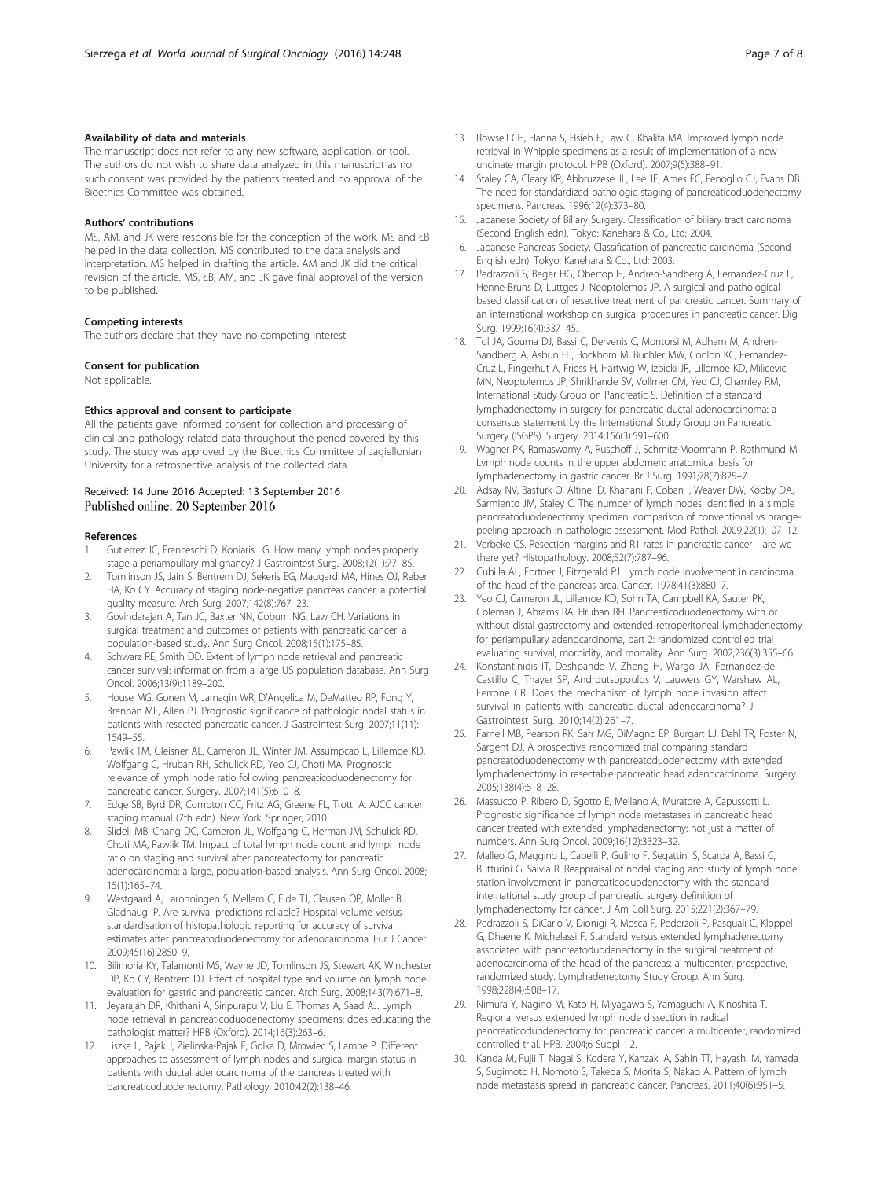#### Availability of data and materials

The manuscript does not refer to any new software, application, or tool. The authors do not wish to share data analyzed in this manuscript as no such consent was provided by the patients treated and no approval of the Bioethics Committee was obtained.

#### Authors' contributions

MS, AM, and JK were responsible for the conception of the work. MS and ŁB helped in the data collection. MS contributed to the data analysis and interpretation. MS helped in drafting the article. AM and JK did the critical revision of the article. MS, ŁB, AM, and JK gave final approval of the version to be published.

#### Competing interests

The authors declare that they have no competing interest.

#### Consent for publication

Not applicable.

#### Ethics approval and consent to participate

All the patients gave informed consent for collection and processing of clinical and pathology related data throughout the period covered by this study. The study was approved by the Bioethics Committee of Jagiellonian University for a retrospective analysis of the collected data.

Received: 14 June 2016 Accepted: 13 September 2016
Published online: 20 September 2016

#### References

1. Gutierrez JC, Franceschi D, Koniaris LG. How many lymph nodes properly stage a periampullary malignancy? J Gastrointest Surg. 2008;12(1):77–85.
2. Tomlinson JS, Jain S, Bentrem DJ, Sekeris EG, Maggard MA, Hines OJ, Reber HA, Ko CY. Accuracy of staging node-negative pancreas cancer: a potential quality measure. Arch Surg. 2007;142(8):767–23.
3. Govindarajan A, Tan JC, Baxter NN, Coburn NG, Law CH. Variations in surgical treatment and outcomes of patients with pancreatic cancer: a population-based study. Ann Surg Oncol. 2008;15(1):175–85.
4. Schwarz RE, Smith DD. Extent of lymph node retrieval and pancreatic cancer survival: information from a large US population database. Ann Surg Oncol. 2006;13(9):1189–200.
5. House MG, Gonen M, Jarnagin WR, D'Angelica M, DeMatteo RP, Fong Y, Brennan MF, Allen PJ. Prognostic significance of pathologic nodal status in patients with resected pancreatic cancer. J Gastrointest Surg. 2007;11(11): 1549–55.
6. Pawlik TM, Gleisner AL, Cameron JL, Winter JM, Assumpcao L, Lillemoe KD, Wolfgang C, Hruban RH, Schulick RD, Yeo CJ, Choti MA. Prognostic relevance of lymph node ratio following pancreaticoduodenectomy for pancreatic cancer. Surgery. 2007;141(5):610–8.
7. Edge SB, Byrd DR, Compton CC, Fritz AG, Greene FL, Trotti A. AJCC cancer staging manual (7th edn). New York: Springer; 2010.
8. Slidell MB, Chang DC, Cameron JL, Wolfgang C, Herman JM, Schulick RD, Choti MA, Pawlik TM. Impact of total lymph node count and lymph node ratio on staging and survival after pancreatectomy for pancreatic adenocarcinoma: a large, population-based analysis. Ann Surg Oncol. 2008; 15(1):165–74.
9. Westgaard A, Laronningen S, Mellem C, Eide TJ, Clausen OP, Moller B, Gladhaug IP. Are survival predictions reliable? Hospital volume versus standardisation of histopathologic reporting for accuracy of survival estimates after pancreatoduodenectomy for adenocarcinoma. Eur J Cancer. 2009;45(16):2850–9.
10. Bilimoria KY, Talamonti MS, Wayne JD, Tomlinson JS, Stewart AK, Winchester DP, Ko CY, Bentrem DJ. Effect of hospital type and volume on lymph node evaluation for gastric and pancreatic cancer. Arch Surg. 2008;143(7):671–8.
11. Jeyarajah DR, Khithani A, Siripurapu V, Liu E, Thomas A, Saad AJ. Lymph node retrieval in pancreaticoduodenectomy specimens: does educating the pathologist matter? HPB (Oxford). 2014;16(3):263–6.
12. Liszka L, Pajak J, Zielinska-Pajak E, Golka D, Mrowiec S, Lampe P. Different approaches to assessment of lymph nodes and surgical margin status in patients with ductal adenocarcinoma of the pancreas treated with pancreaticoduodenectomy. Pathology. 2010;42(2):138–46.
13. Rowsell CH, Hanna S, Hsieh E, Law C, Khalifa MA. Improved lymph node retrieval in Whipple specimens as a result of implementation of a new uncinate margin protocol. HPB (Oxford). 2007;9(5):388–91.
14. Staley CA, Cleary KR, Abbruzzese JL, Lee JE, Ames FC, Fenoglio CJ, Evans DB. The need for standardized pathologic staging of pancreaticoduodenectomy specimens. Pancreas. 1996;12(4):373–80.
15. Japanese Society of Biliary Surgery. Classification of biliary tract carcinoma (Second English edn). Tokyo: Kanehara & Co., Ltd; 2004.
16. Japanese Pancreas Society. Classification of pancreatic carcinoma (Second English edn). Tokyo: Kanehara & Co., Ltd; 2003.
17. Pedrazzoli S, Beger HG, Obertop H, Andren-Sandberg A, Fernandez-Cruz L, Henne-Bruns D, Luttges J, Neoptolemos JP. A surgical and pathological based classification of resective treatment of pancreatic cancer. Summary of an international workshop on surgical procedures in pancreatic cancer. Dig Surg. 1999;16(4):337–45.
18. Tol JA, Gouma DJ, Bassi C, Dervenis C, Montorsi M, Adham M, Andren-Sandberg A, Asbun HJ, Bockhorn M, Buchler MW, Conlon KC, Fernandez-Cruz L, Fingerhut A, Friess H, Hartwig W, Izbicki JR, Lillemoe KD, Milicevic MN, Neoptolemos JP, Shrikhande SV, Vollmer CM, Yeo CJ, Charnley RM, International Study Group on Pancreatic S. Definition of a standard lymphadenectomy in surgery for pancreatic ductal adenocarcinoma: a consensus statement by the International Study Group on Pancreatic Surgery (ISGPS). Surgery. 2014;156(3):591–600.
19. Wagner PK, Ramaswamy A, Ruschoff J, Schmitz-Moormann P, Rothmund M. Lymph node counts in the upper abdomen: anatomical basis for lymphadenectomy in gastric cancer. Br J Surg. 1991;78(7):825–7.
20. Adsay NV, Basturk O, Altinel D, Khanani F, Coban I, Weaver DW, Kooby DA, Sarmiento JM, Staley C. The number of lymph nodes identified in a simple pancreatoduodenectomy specimen: comparison of conventional vs orange-peeling approach in pathologic assessment. Mod Pathol. 2009;22(1):107–12.
21. Verbeke CS. Resection margins and R1 rates in pancreatic cancer—are we there yet? Histopathology. 2008;52(7):787–96.
22. Cubilla AL, Fortner J, Fitzgerald PJ. Lymph node involvement in carcinoma of the head of the pancreas area. Cancer. 1978;41(3):880–7.
23. Yeo CJ, Cameron JL, Lillemoe KD, Sohn TA, Campbell KA, Sauter PK, Coleman J, Abrams RA, Hruban RH. Pancreaticoduodenectomy with or without distal gastrectomy and extended retroperitoneal lymphadenectomy for periampullary adenocarcinoma, part 2: randomized controlled trial evaluating survival, morbidity, and mortality. Ann Surg. 2002;236(3):355–66.
24. Konstantinidis IT, Deshpande V, Zheng H, Wargo JA, Fernandez-del Castillo C, Thayer SP, Androutsopoulos V, Lauwers GY, Warshaw AL, Ferrone CR. Does the mechanism of lymph node invasion affect survival in patients with pancreatic ductal adenocarcinoma? J Gastrointest Surg. 2010;14(2):261–7.
25. Farnell MB, Pearson RK, Sarr MG, DiMagno EP, Burgart LJ, Dahl TR, Foster N, Sargent DJ. A prospective randomized trial comparing standard pancreatoduodenectomy with pancreatoduodenectomy with extended lymphadenectomy in resectable pancreatic head adenocarcinoma. Surgery. 2005;138(4):618–28.
26. Massucco P, Ribero D, Sgotto E, Mellano A, Muratore A, Capussotti L. Prognostic significance of lymph node metastases in pancreatic head cancer treated with extended lymphadenectomy: not just a matter of numbers. Ann Surg Oncol. 2009;16(12):3323–32.
27. Malleo G, Maggino L, Capelli P, Gulino F, Segattini S, Scarpa A, Bassi C, Butturini G, Salvia R. Reappraisal of nodal staging and study of lymph node station involvement in pancreaticoduodenectomy with the standard international study group of pancreatic surgery definition of lymphadenectomy for cancer. J Am Coll Surg. 2015;221(2):367–79.
28. Pedrazzoli S, DiCarlo V, Dionigi R, Mosca F, Pederzoli P, Pasquali C, Kloppel G, Dhaene K, Michelassi F. Standard versus extended lymphadenectomy associated with pancreatoduodenectomy in the surgical treatment of adenocarcinoma of the head of the pancreas: a multicenter, prospective, randomized study. Lymphadenectomy Study Group. Ann Surg. 1998;228(4):508–17.
29. Nimura Y, Nagino M, Kato H, Miyagawa S, Yamaguchi A, Kinoshita T. Regional versus extended lymph node dissection in radical pancreaticoduodenectomy for pancreatic cancer: a multicenter, randomized controlled trial. HPB. 2004;6 Suppl 1:2.
30. Kanda M, Fujii T, Nagai S, Kodera Y, Kanzaki A, Sahin TT, Hayashi M, Yamada S, Sugimoto H, Nomoto S, Takeda S, Morita S, Nakao A. Pattern of lymph node metastasis spread in pancreatic cancer. Pancreas. 2011;40(6):951–5.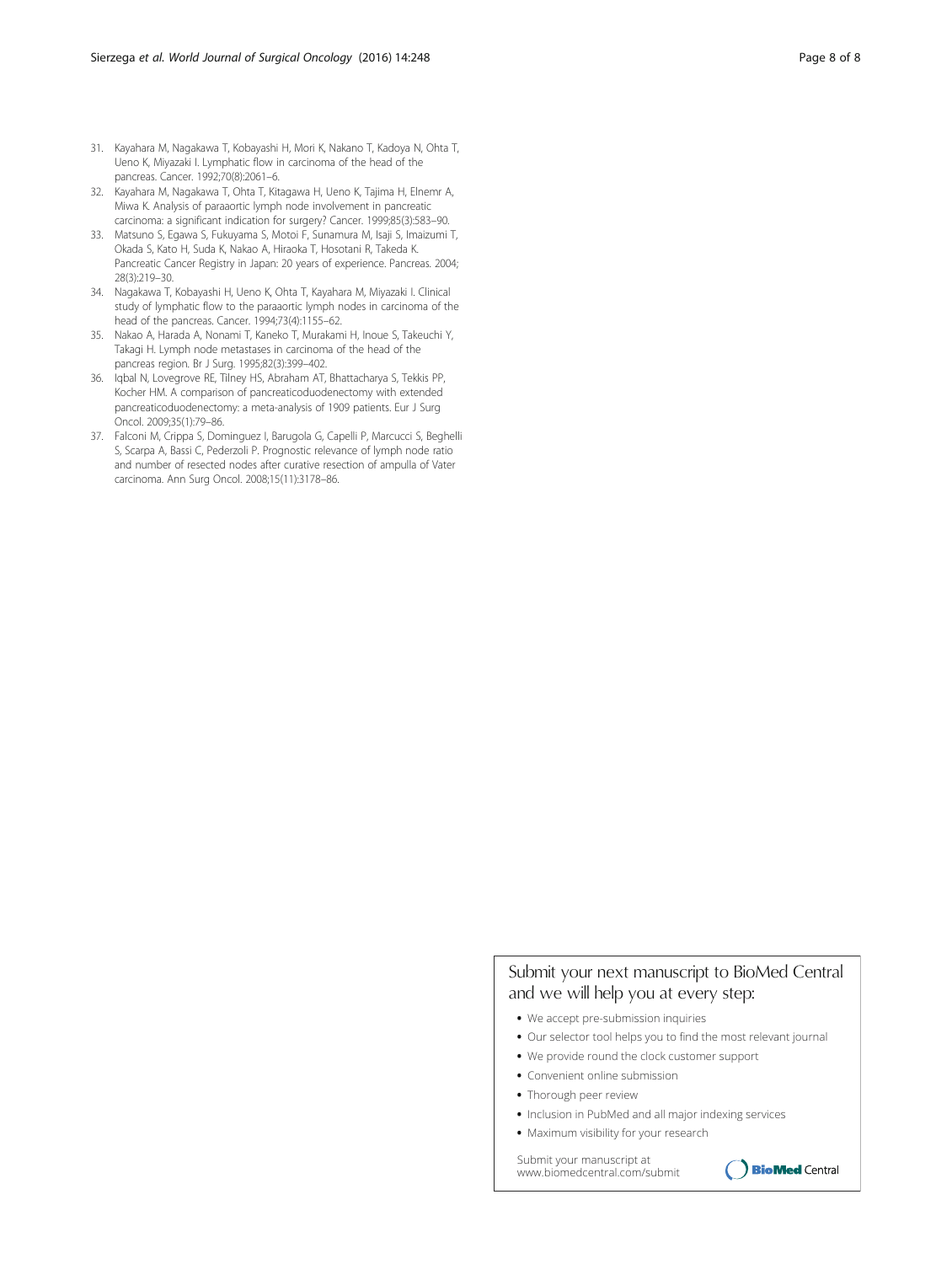31. Kayahara M, Nagakawa T, Kobayashi H, Mori K, Nakano T, Kadoya N, Ohta T, Ueno K, Miyazaki I. Lymphatic flow in carcinoma of the head of the pancreas. Cancer. 1992;70(8):2061–6.
32. Kayahara M, Nagakawa T, Ohta T, Kitagawa H, Ueno K, Tajima H, Elnemr A, Miwa K. Analysis of paraaortic lymph node involvement in pancreatic carcinoma: a significant indication for surgery? Cancer. 1999;85(3):583–90.
33. Matsuno S, Egawa S, Fukuyama S, Motoi F, Sunamura M, Isaji S, Imaizumi T, Okada S, Kato H, Suda K, Nakao A, Hiraoka T, Hosotani R, Takeda K. Pancreatic Cancer Registry in Japan: 20 years of experience. Pancreas. 2004; 28(3):219–30.
34. Nagakawa T, Kobayashi H, Ueno K, Ohta T, Kayahara M, Miyazaki I. Clinical study of lymphatic flow to the paraaortic lymph nodes in carcinoma of the head of the pancreas. Cancer. 1994;73(4):1155–62.
35. Nakao A, Harada A, Nonami T, Kaneko T, Murakami H, Inoue S, Takeuchi Y, Takagi H. Lymph node metastases in carcinoma of the head of the pancreas region. Br J Surg. 1995;82(3):399–402.
36. Iqbal N, Lovegrove RE, Tilney HS, Abraham AT, Bhattacharya S, Tekkis PP, Kocher HM. A comparison of pancreaticoduodenectomy with extended pancreaticoduodenectomy: a meta-analysis of 1909 patients. Eur J Surg Oncol. 2009;35(1):79–86.
37. Falconi M, Crippa S, Dominguez I, Barugola G, Capelli P, Marcucci S, Beghelli S, Scarpa A, Bassi C, Pederzoli P. Prognostic relevance of lymph node ratio and number of resected nodes after curative resection of ampulla of Vater carcinoma. Ann Surg Oncol. 2008;15(11):3178–86.

Submit your next manuscript to BioMed Central and we will help you at every step:

- We accept pre-submission inquiries
- Our selector tool helps you to find the most relevant journal
- We provide round the clock customer support
- Convenient online submission
- Thorough peer review
- Inclusion in PubMed and all major indexing services
- Maximum visibility for your research

Submit your manuscript at
www.biomedcentral.com/submit

BioMed Central